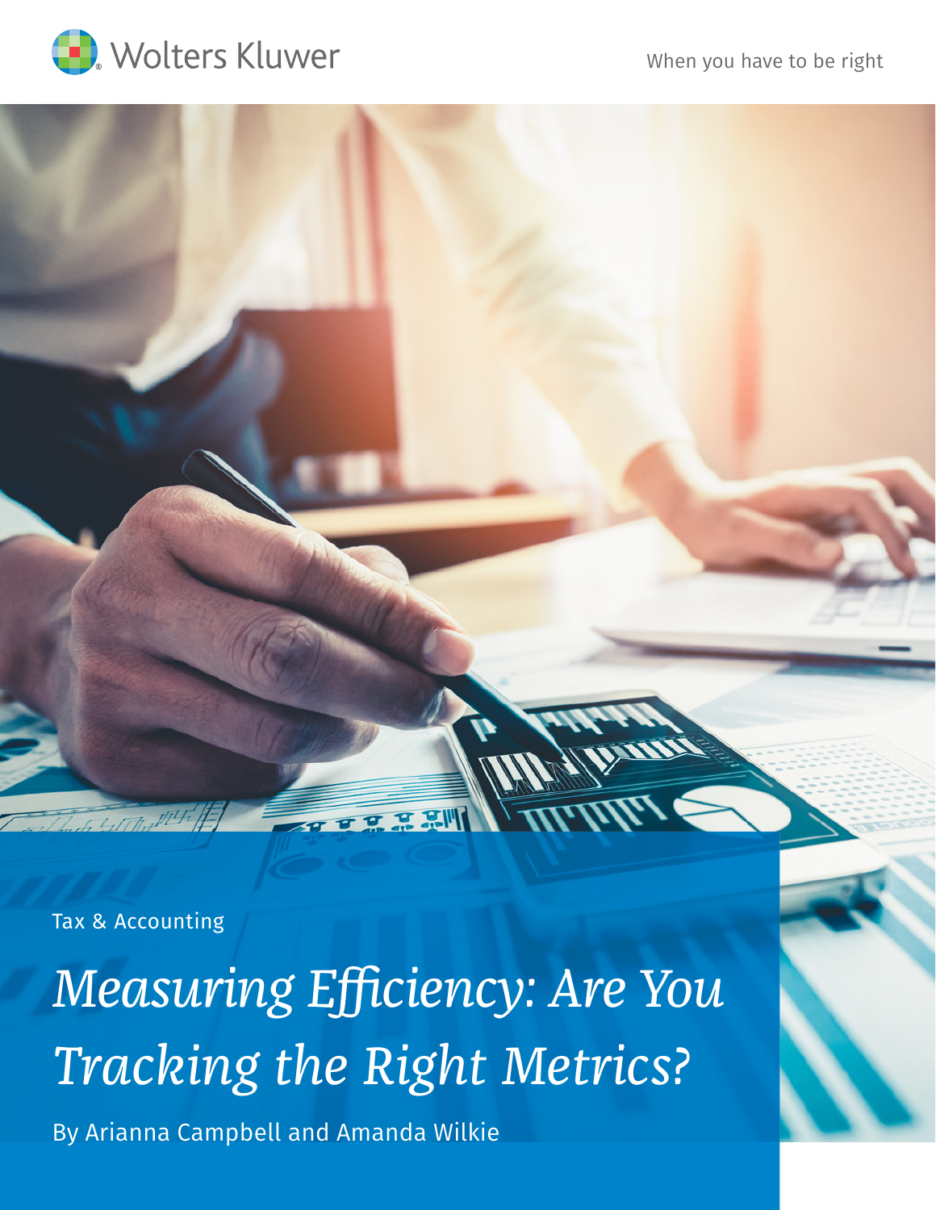Wolters Kluwer

When you have to be right

Tax & Accounting

# *Measuring Efficiency: Are You Tracking the Right Metrics?*

By Arianna Campbell and Amanda Wilkie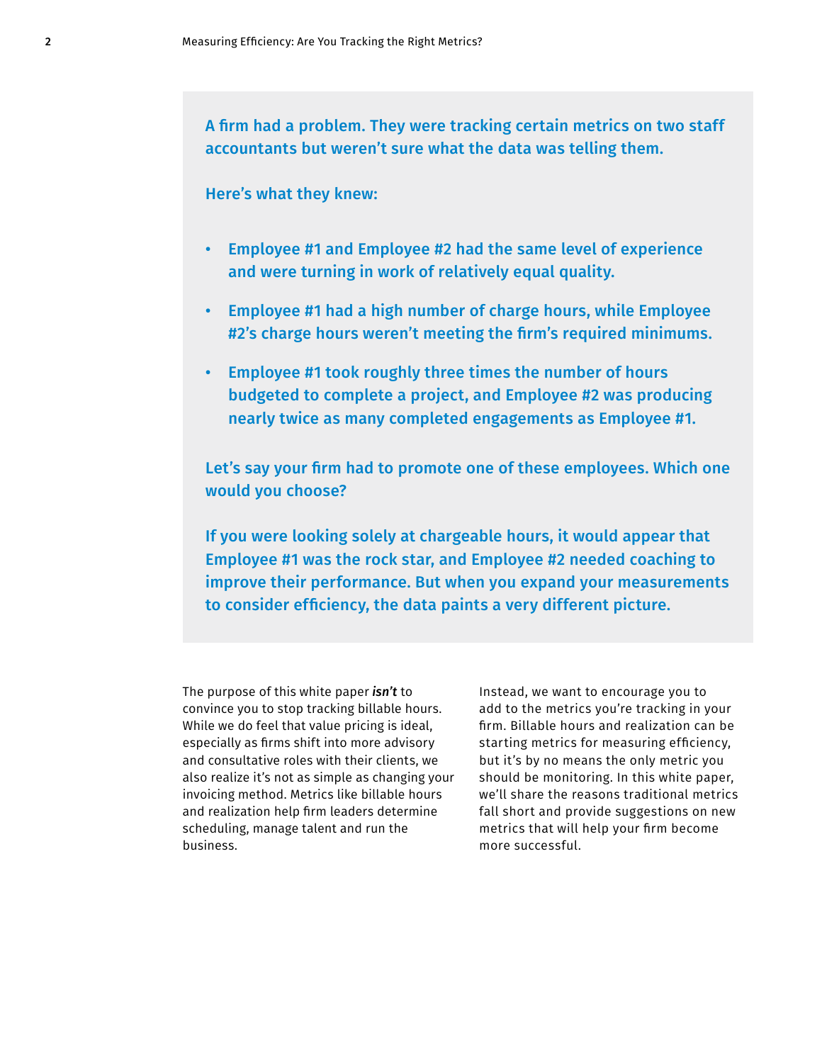**A firm had a problem. They were tracking certain metrics on two staff accountants but weren't sure what the data was telling them.**

**Here's what they knew:**

- **Employee #1 and Employee #2 had the same level of experience and were turning in work of relatively equal quality.**
- **Employee #1 had a high number of charge hours, while Employee #2's charge hours weren't meeting the firm's required minimums.**
- **Employee #1 took roughly three times the number of hours budgeted to complete a project, and Employee #2 was producing nearly twice as many completed engagements as Employee #1.**

**Let's say your firm had to promote one of these employees. Which one would you choose?**

**If you were looking solely at chargeable hours, it would appear that Employee #1 was the rock star, and Employee #2 needed coaching to improve their performance. But when you expand your measurements to consider efficiency, the data paints a very different picture.**

The purpose of this white paper ***isn't*** to convince you to stop tracking billable hours. While we do feel that value pricing is ideal, especially as firms shift into more advisory and consultative roles with their clients, we also realize it's not as simple as changing your invoicing method. Metrics like billable hours and realization help firm leaders determine scheduling, manage talent and run the business.

Instead, we want to encourage you to add to the metrics you're tracking in your firm. Billable hours and realization can be starting metrics for measuring efficiency, but it's by no means the only metric you should be monitoring. In this white paper, we'll share the reasons traditional metrics fall short and provide suggestions on new metrics that will help your firm become more successful.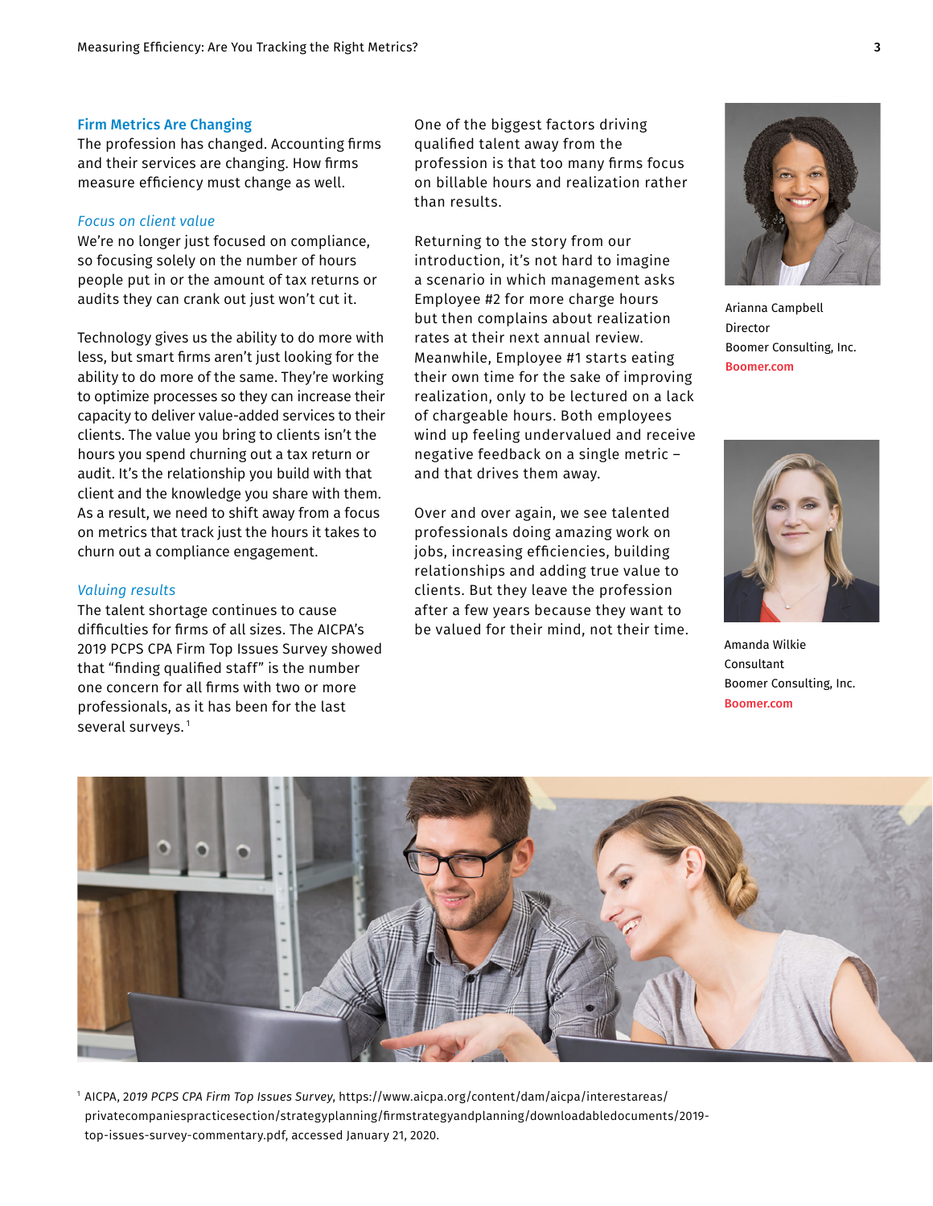## Firm Metrics Are Changing

The profession has changed. Accounting firms and their services are changing. How firms measure efficiency must change as well.

### *Focus on client value*

We're no longer just focused on compliance, so focusing solely on the number of hours people put in or the amount of tax returns or audits they can crank out just won't cut it.

Technology gives us the ability to do more with less, but smart firms aren't just looking for the ability to do more of the same. They're working to optimize processes so they can increase their capacity to deliver value-added services to their clients. The value you bring to clients isn't the hours you spend churning out a tax return or audit. It's the relationship you build with that client and the knowledge you share with them. As a result, we need to shift away from a focus on metrics that track just the hours it takes to churn out a compliance engagement.

### *Valuing results*

The talent shortage continues to cause difficulties for firms of all sizes. The AICPA's 2019 PCPS CPA Firm Top Issues Survey showed that "finding qualified staff" is the number one concern for all firms with two or more professionals, as it has been for the last several surveys.[1]

One of the biggest factors driving qualified talent away from the profession is that too many firms focus on billable hours and realization rather than results.

Returning to the story from our introduction, it's not hard to imagine a scenario in which management asks Employee #2 for more charge hours but then complains about realization rates at their next annual review. Meanwhile, Employee #1 starts eating their own time for the sake of improving realization, only to be lectured on a lack of chargeable hours. Both employees wind up feeling undervalued and receive negative feedback on a single metric – and that drives them away.

Over and over again, we see talented professionals doing amazing work on jobs, increasing efficiencies, building relationships and adding true value to clients. But they leave the profession after a few years because they want to be valued for their mind, not their time.

Arianna Campbell
Director
Boomer Consulting, Inc.
**Boomer.com**

Amanda Wilkie
Consultant
Boomer Consulting, Inc.
**Boomer.com**

[1] AICPA, *2019 PCPS CPA Firm Top Issues Survey*, https://www.aicpa.org/content/dam/aicpa/interestareas/privatecompaniespracticesection/strategyplanning/firmstrategyandplanning/downloadabledocuments/2019-top-issues-survey-commentary.pdf, accessed January 21, 2020.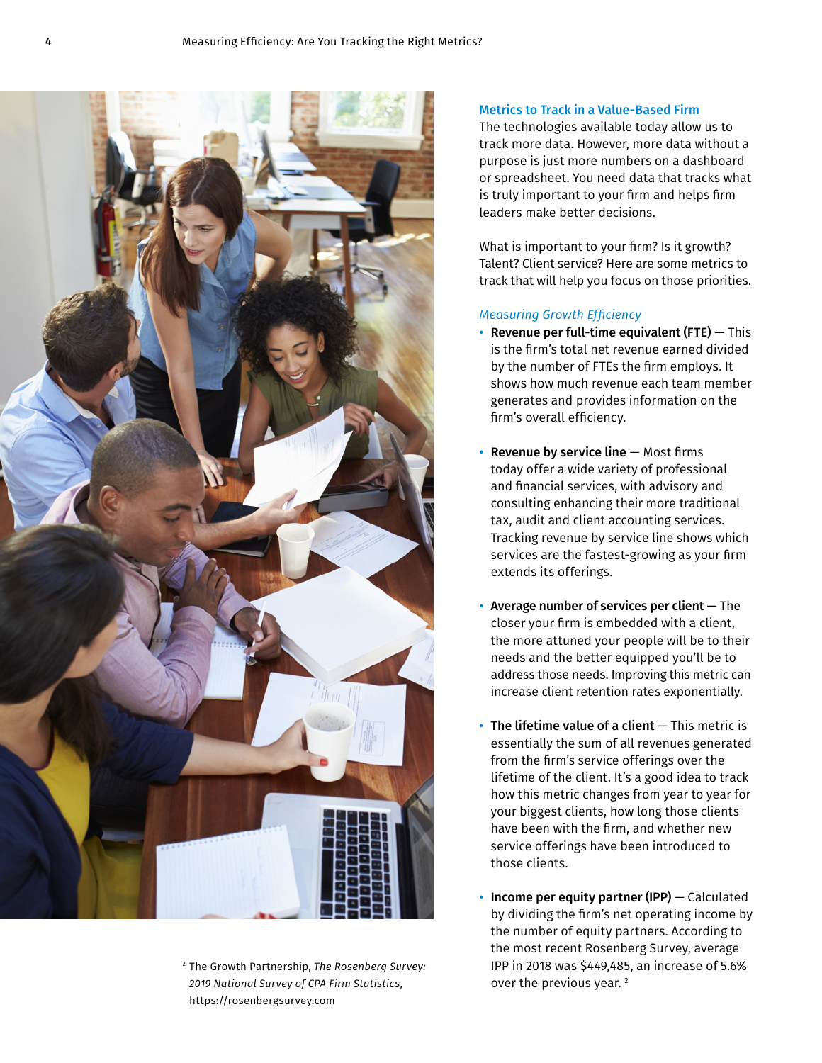## Metrics to Track in a Value-Based Firm

The technologies available today allow us to track more data. However, more data without a purpose is just more numbers on a dashboard or spreadsheet. You need data that tracks what is truly important to your firm and helps firm leaders make better decisions.

What is important to your firm? Is it growth? Talent? Client service? Here are some metrics to track that will help you focus on those priorities.

### *Measuring Growth Efficiency*

- **Revenue per full-time equivalent (FTE)** — This is the firm's total net revenue earned divided by the number of FTEs the firm employs. It shows how much revenue each team member generates and provides information on the firm's overall efficiency.

- **Revenue by service line** — Most firms today offer a wide variety of professional and financial services, with advisory and consulting enhancing their more traditional tax, audit and client accounting services. Tracking revenue by service line shows which services are the fastest-growing as your firm extends its offerings.

- **Average number of services per client** — The closer your firm is embedded with a client, the more attuned your people will be to their needs and the better equipped you'll be to address those needs. Improving this metric can increase client retention rates exponentially.

- **The lifetime value of a client** — This metric is essentially the sum of all revenues generated from the firm's service offerings over the lifetime of the client. It's a good idea to track how this metric changes from year to year for your biggest clients, how long those clients have been with the firm, and whether new service offerings have been introduced to those clients.

- **Income per equity partner (IPP)** — Calculated by dividing the firm's net operating income by the number of equity partners. According to the most recent Rosenberg Survey, average IPP in 2018 was $449,485, an increase of 5.6% over the previous year. [2]

[2] The Growth Partnership, *The Rosenberg Survey: 2019 National Survey of CPA Firm Statistics*, https://rosenbergsurvey.com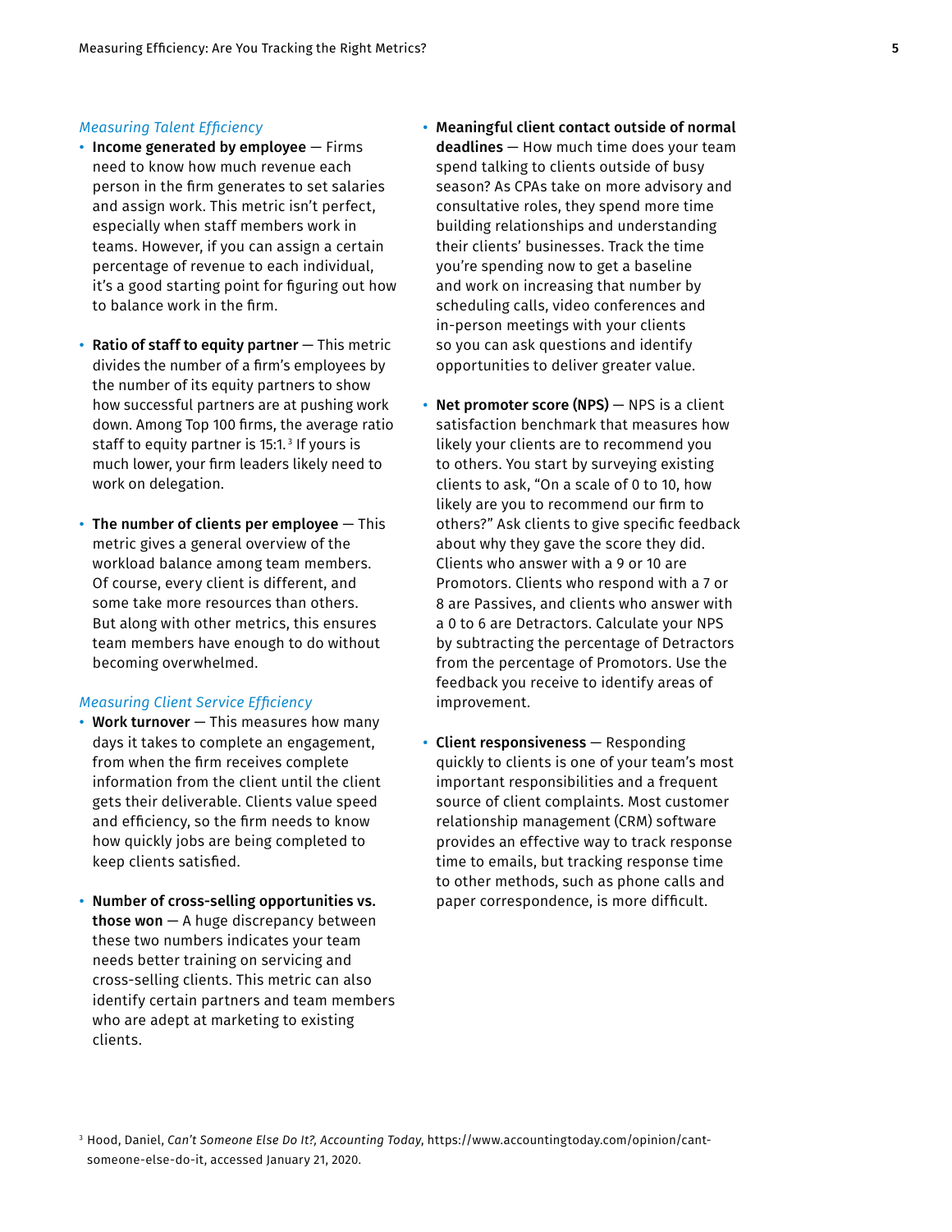*Measuring Talent Efficiency*

- **Income generated by employee** — Firms need to know how much revenue each person in the firm generates to set salaries and assign work. This metric isn't perfect, especially when staff members work in teams. However, if you can assign a certain percentage of revenue to each individual, it's a good starting point for figuring out how to balance work in the firm.

- **Ratio of staff to equity partner** — This metric divides the number of a firm's employees by the number of its equity partners to show how successful partners are at pushing work down. Among Top 100 firms, the average ratio staff to equity partner is 15:1.[3] If yours is much lower, your firm leaders likely need to work on delegation.

- **The number of clients per employee** — This metric gives a general overview of the workload balance among team members. Of course, every client is different, and some take more resources than others. But along with other metrics, this ensures team members have enough to do without becoming overwhelmed.

*Measuring Client Service Efficiency*

- **Work turnover** — This measures how many days it takes to complete an engagement, from when the firm receives complete information from the client until the client gets their deliverable. Clients value speed and efficiency, so the firm needs to know how quickly jobs are being completed to keep clients satisfied.

- **Number of cross-selling opportunities vs. those won** — A huge discrepancy between these two numbers indicates your team needs better training on servicing and cross-selling clients. This metric can also identify certain partners and team members who are adept at marketing to existing clients.

- **Meaningful client contact outside of normal deadlines** — How much time does your team spend talking to clients outside of busy season? As CPAs take on more advisory and consultative roles, they spend more time building relationships and understanding their clients' businesses. Track the time you're spending now to get a baseline and work on increasing that number by scheduling calls, video conferences and in-person meetings with your clients so you can ask questions and identify opportunities to deliver greater value.

- **Net promoter score (NPS)** — NPS is a client satisfaction benchmark that measures how likely your clients are to recommend you to others. You start by surveying existing clients to ask, "On a scale of 0 to 10, how likely are you to recommend our firm to others?" Ask clients to give specific feedback about why they gave the score they did. Clients who answer with a 9 or 10 are Promotors. Clients who respond with a 7 or 8 are Passives, and clients who answer with a 0 to 6 are Detractors. Calculate your NPS by subtracting the percentage of Detractors from the percentage of Promotors. Use the feedback you receive to identify areas of improvement.

- **Client responsiveness** — Responding quickly to clients is one of your team's most important responsibilities and a frequent source of client complaints. Most customer relationship management (CRM) software provides an effective way to track response time to emails, but tracking response time to other methods, such as phone calls and paper correspondence, is more difficult.

[3] Hood, Daniel, *Can't Someone Else Do It?, Accounting Today*, https://www.accountingtoday.com/opinion/cant-someone-else-do-it, accessed January 21, 2020.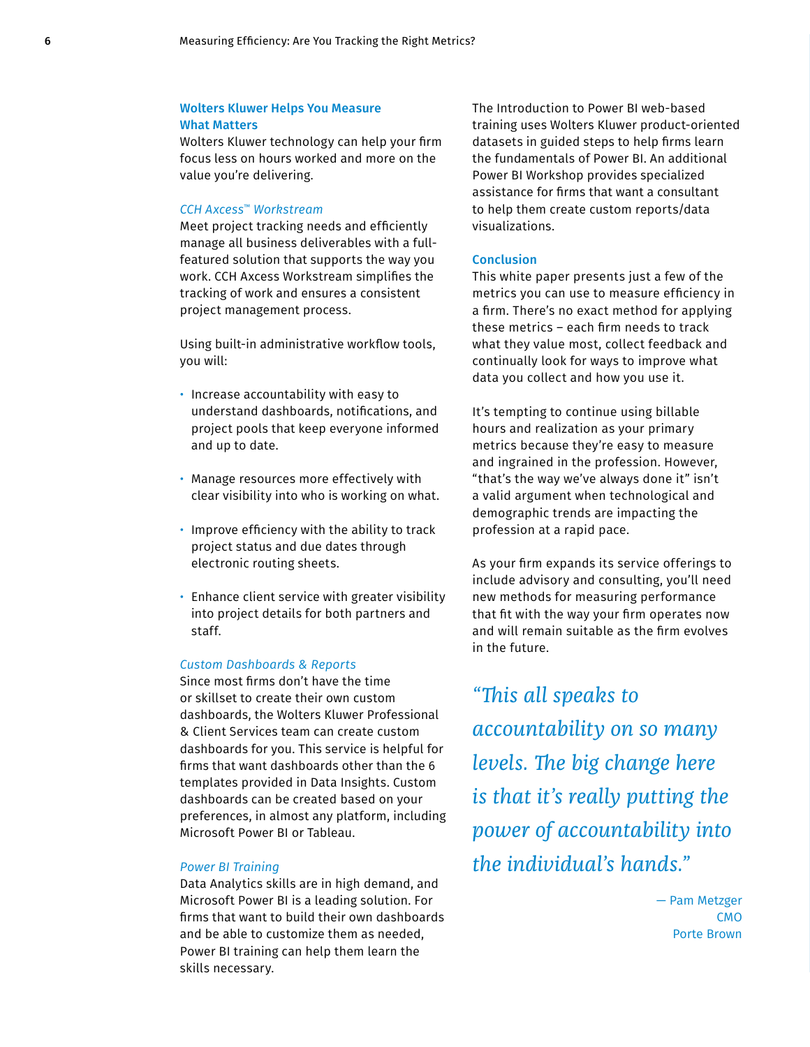## Wolters Kluwer Helps You Measure What Matters

Wolters Kluwer technology can help your firm focus less on hours worked and more on the value you're delivering.

### *CCH Axcess™ Workstream*

Meet project tracking needs and efficiently manage all business deliverables with a full-featured solution that supports the way you work. CCH Axcess Workstream simplifies the tracking of work and ensures a consistent project management process.

Using built-in administrative workflow tools, you will:

- Increase accountability with easy to understand dashboards, notifications, and project pools that keep everyone informed and up to date.
- Manage resources more effectively with clear visibility into who is working on what.
- Improve efficiency with the ability to track project status and due dates through electronic routing sheets.
- Enhance client service with greater visibility into project details for both partners and staff.

### *Custom Dashboards & Reports*

Since most firms don't have the time or skillset to create their own custom dashboards, the Wolters Kluwer Professional & Client Services team can create custom dashboards for you. This service is helpful for firms that want dashboards other than the 6 templates provided in Data Insights. Custom dashboards can be created based on your preferences, in almost any platform, including Microsoft Power BI or Tableau.

### *Power BI Training*

Data Analytics skills are in high demand, and Microsoft Power BI is a leading solution. For firms that want to build their own dashboards and be able to customize them as needed, Power BI training can help them learn the skills necessary.

The Introduction to Power BI web-based training uses Wolters Kluwer product-oriented datasets in guided steps to help firms learn the fundamentals of Power BI. An additional Power BI Workshop provides specialized assistance for firms that want a consultant to help them create custom reports/data visualizations.

## Conclusion

This white paper presents just a few of the metrics you can use to measure efficiency in a firm. There's no exact method for applying these metrics – each firm needs to track what they value most, collect feedback and continually look for ways to improve what data you collect and how you use it.

It's tempting to continue using billable hours and realization as your primary metrics because they're easy to measure and ingrained in the profession. However, "that's the way we've always done it" isn't a valid argument when technological and demographic trends are impacting the profession at a rapid pace.

As your firm expands its service offerings to include advisory and consulting, you'll need new methods for measuring performance that fit with the way your firm operates now and will remain suitable as the firm evolves in the future.

> *"This all speaks to accountability on so many levels. The big change here is that it's really putting the power of accountability into the individual's hands."*
>
> — Pam Metzger
> CMO
> Porte Brown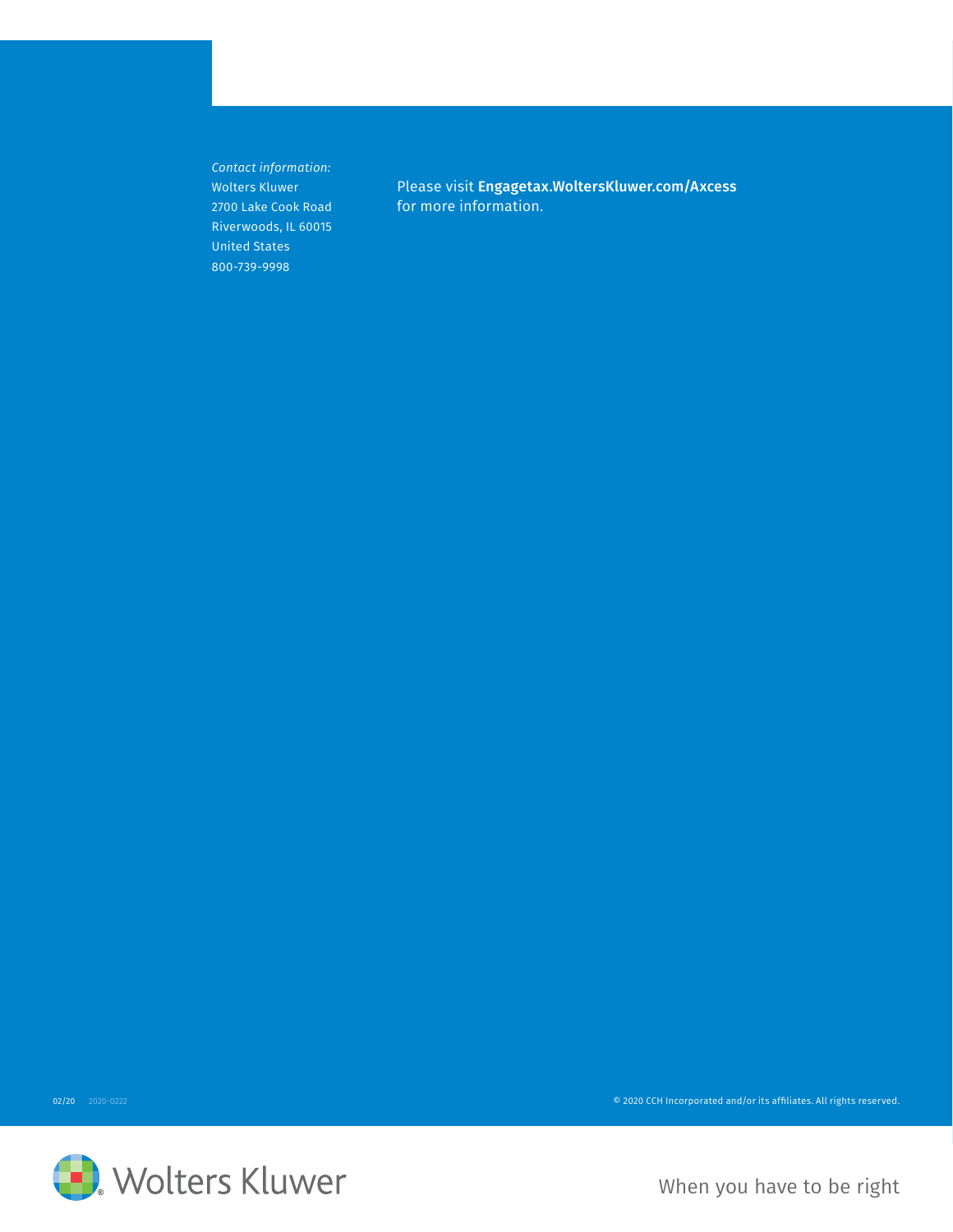*Contact information:*
Wolters Kluwer
2700 Lake Cook Road
Riverwoods, IL 60015
United States
800-739-9998

Please visit **Engagetax.WoltersKluwer.com/Axcess** for more information.

02/20 2020-0222

© 2020 CCH Incorporated and/or its affiliates. All rights reserved.

Wolters Kluwer

When you have to be right